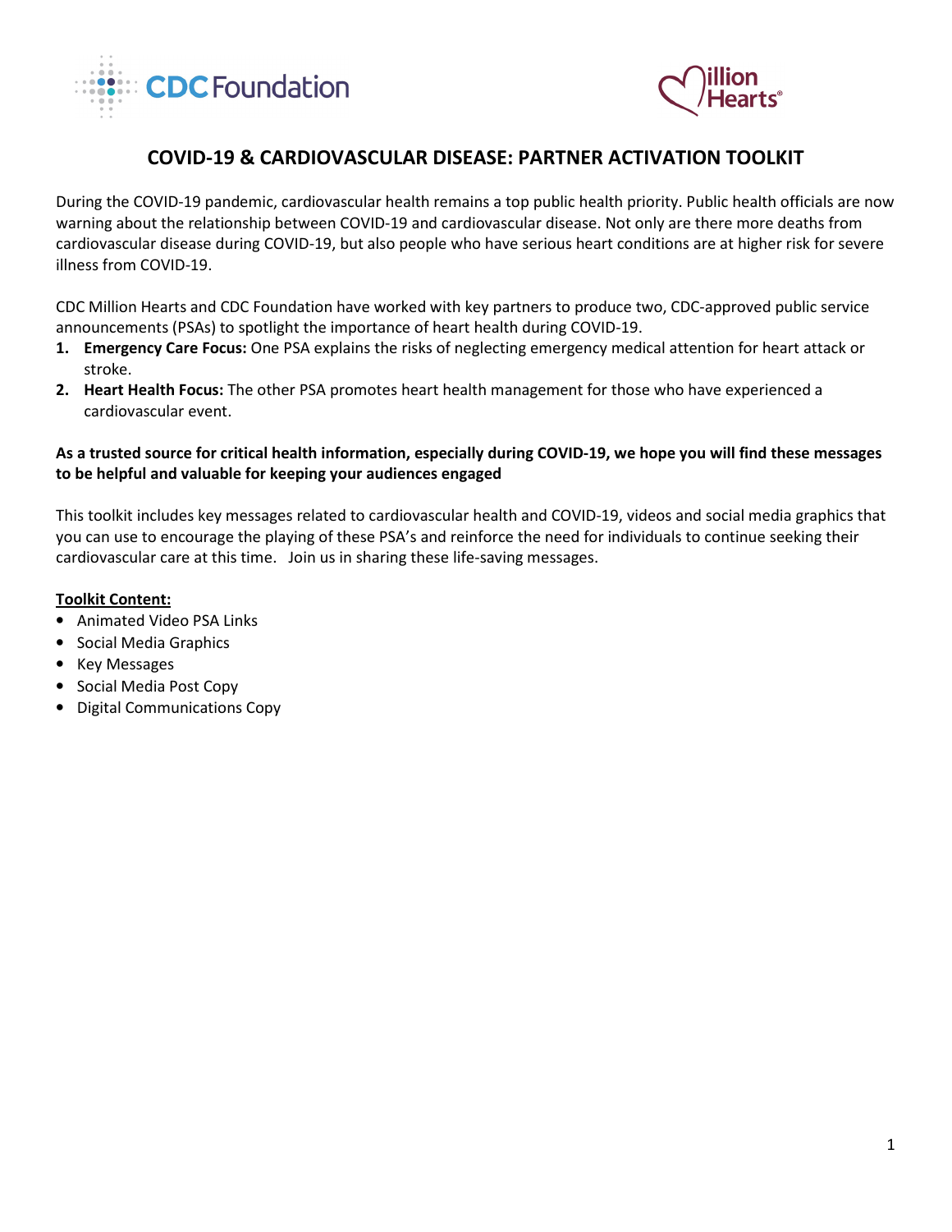# COVID-19 & CARDIOVASCULAR DISEASE: PARTNER ACTIVATION TOOLKIT

During the COVID-19 pandemic, cardiovascular health remains a top public health priority. Public health officials are now warning about the relationship between COVID-19 and cardiovascular disease. Not only are there more deaths from cardiovascular disease during COVID-19, but also people who have serious heart conditions are at higher risk for severe illness from COVID-19.

CDC Million Hearts and CDC Foundation have worked with key partners to produce two, CDC-approved public service announcements (PSAs) to spotlight the importance of heart health during COVID-19.

1. **Emergency Care Focus:** One PSA explains the risks of neglecting emergency medical attention for heart attack or stroke.
2. **Heart Health Focus:** The other PSA promotes heart health management for those who have experienced a cardiovascular event.

**As a trusted source for critical health information, especially during COVID-19, we hope you will find these messages to be helpful and valuable for keeping your audiences engaged**

This toolkit includes key messages related to cardiovascular health and COVID-19, videos and social media graphics that you can use to encourage the playing of these PSA's and reinforce the need for individuals to continue seeking their cardiovascular care at this time. Join us in sharing these life-saving messages.

**Toolkit Content:**

- Animated Video PSA Links
- Social Media Graphics
- Key Messages
- Social Media Post Copy
- Digital Communications Copy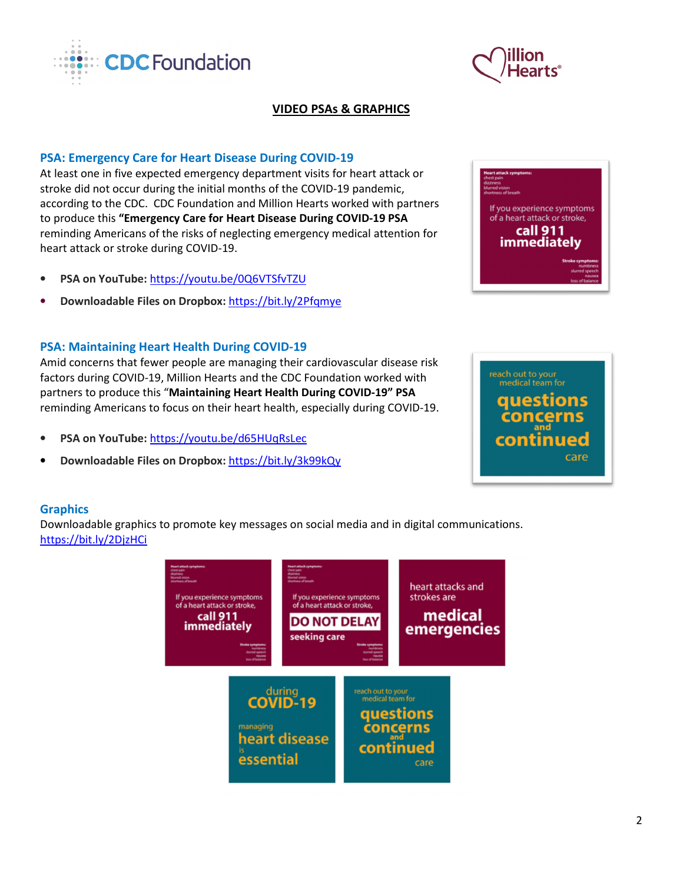## VIDEO PSAs & GRAPHICS

### PSA: Emergency Care for Heart Disease During COVID-19

At least one in five expected emergency department visits for heart attack or stroke did not occur during the initial months of the COVID-19 pandemic, according to the CDC. CDC Foundation and Million Hearts worked with partners to produce this **"Emergency Care for Heart Disease During COVID-19 PSA** reminding Americans of the risks of neglecting emergency medical attention for heart attack or stroke during COVID-19.

- **PSA on YouTube:** https://youtu.be/0Q6VTSfvTZU
- **Downloadable Files on Dropbox:** https://bit.ly/2Pfqmye

### PSA: Maintaining Heart Health During COVID-19

Amid concerns that fewer people are managing their cardiovascular disease risk factors during COVID-19, Million Hearts and the CDC Foundation worked with partners to produce this "**Maintaining Heart Health During COVID-19" PSA** reminding Americans to focus on their heart health, especially during COVID-19.

- **PSA on YouTube:** https://youtu.be/d65HUqRsLec
- **Downloadable Files on Dropbox:** https://bit.ly/3k99kQy

### Graphics

Downloadable graphics to promote key messages on social media and in digital communications.
https://bit.ly/2DjzHCi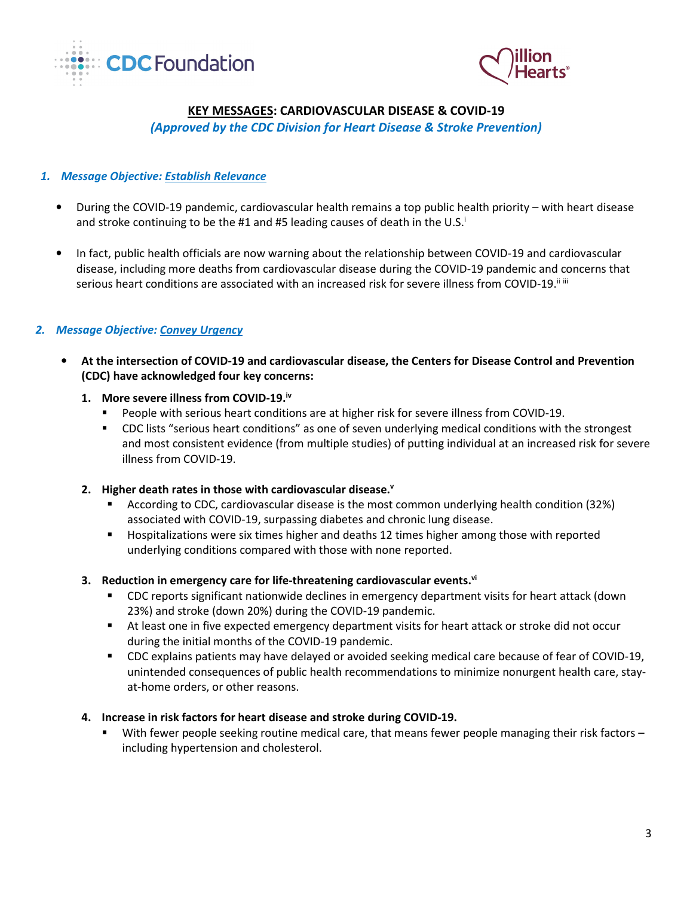## KEY MESSAGES: CARDIOVASCULAR DISEASE & COVID-19

*(Approved by the CDC Division for Heart Disease & Stroke Prevention)*

### 1. *Message Objective: Establish Relevance*

- During the COVID-19 pandemic, cardiovascular health remains a top public health priority – with heart disease and stroke continuing to be the #1 and #5 leading causes of death in the U.S.[i]
- In fact, public health officials are now warning about the relationship between COVID-19 and cardiovascular disease, including more deaths from cardiovascular disease during the COVID-19 pandemic and concerns that serious heart conditions are associated with an increased risk for severe illness from COVID-19.[ii] [iii]

### 2. *Message Objective: Convey Urgency*

- **At the intersection of COVID-19 and cardiovascular disease, the Centers for Disease Control and Prevention (CDC) have acknowledged four key concerns:**

  1. **More severe illness from COVID-19.**[iv]
     - People with serious heart conditions are at higher risk for severe illness from COVID-19.
     - CDC lists "serious heart conditions" as one of seven underlying medical conditions with the strongest and most consistent evidence (from multiple studies) of putting individual at an increased risk for severe illness from COVID-19.

  2. **Higher death rates in those with cardiovascular disease.**[v]
     - According to CDC, cardiovascular disease is the most common underlying health condition (32%) associated with COVID-19, surpassing diabetes and chronic lung disease.
     - Hospitalizations were six times higher and deaths 12 times higher among those with reported underlying conditions compared with those with none reported.

  3. **Reduction in emergency care for life-threatening cardiovascular events.**[vi]
     - CDC reports significant nationwide declines in emergency department visits for heart attack (down 23%) and stroke (down 20%) during the COVID-19 pandemic.
     - At least one in five expected emergency department visits for heart attack or stroke did not occur during the initial months of the COVID-19 pandemic.
     - CDC explains patients may have delayed or avoided seeking medical care because of fear of COVID-19, unintended consequences of public health recommendations to minimize nonurgent health care, stay-at-home orders, or other reasons.

  4. **Increase in risk factors for heart disease and stroke during COVID-19.**
     - With fewer people seeking routine medical care, that means fewer people managing their risk factors – including hypertension and cholesterol.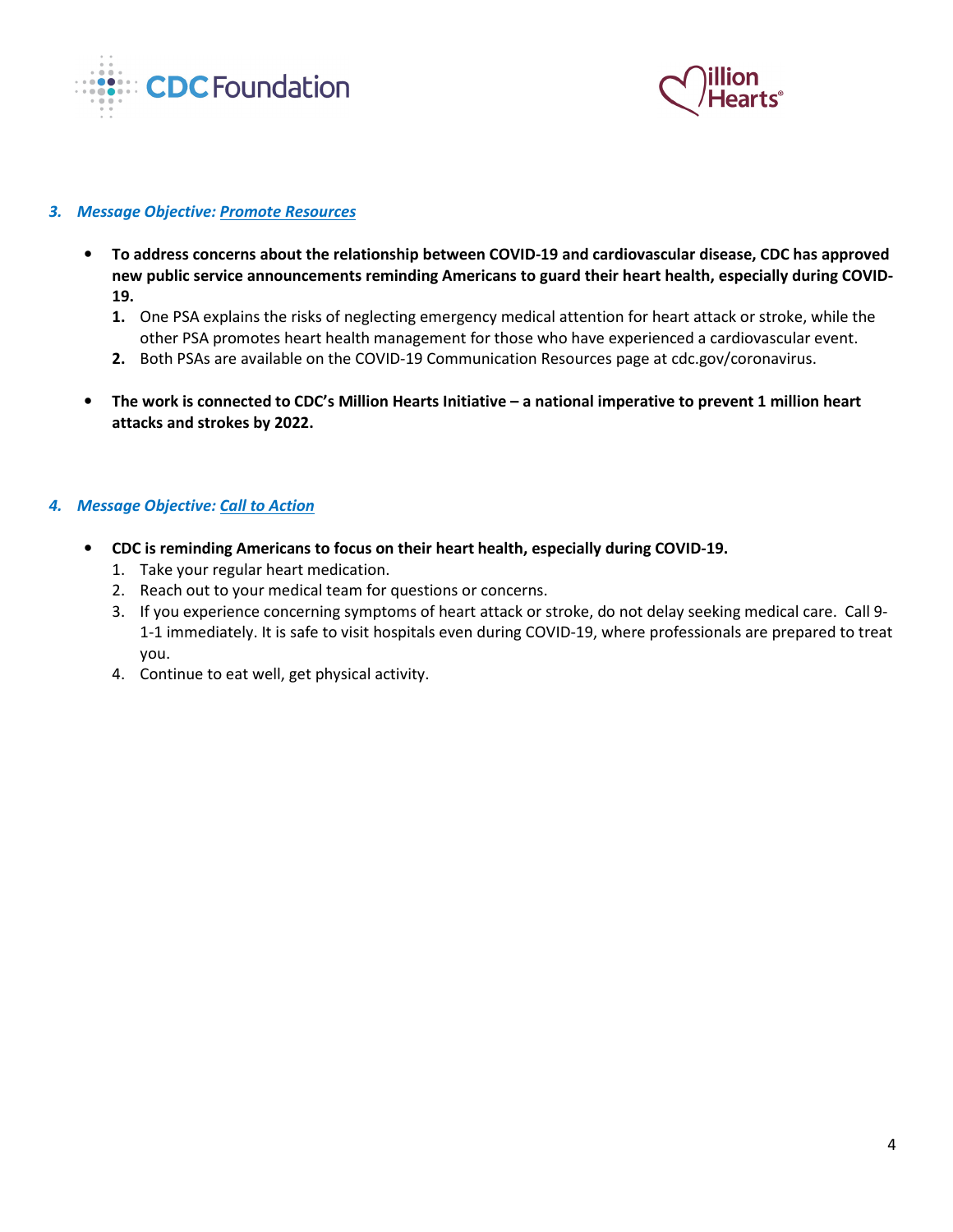### *3. Message Objective: Promote Resources*

- **To address concerns about the relationship between COVID-19 and cardiovascular disease, CDC has approved new public service announcements reminding Americans to guard their heart health, especially during COVID-19.**
  1. One PSA explains the risks of neglecting emergency medical attention for heart attack or stroke, while the other PSA promotes heart health management for those who have experienced a cardiovascular event.
  2. Both PSAs are available on the COVID-19 Communication Resources page at cdc.gov/coronavirus.

- **The work is connected to CDC's Million Hearts Initiative – a national imperative to prevent 1 million heart attacks and strokes by 2022.**

### *4. Message Objective: Call to Action*

- **CDC is reminding Americans to focus on their heart health, especially during COVID-19.**
  1. Take your regular heart medication.
  2. Reach out to your medical team for questions or concerns.
  3. If you experience concerning symptoms of heart attack or stroke, do not delay seeking medical care. Call 9-1-1 immediately. It is safe to visit hospitals even during COVID-19, where professionals are prepared to treat you.
  4. Continue to eat well, get physical activity.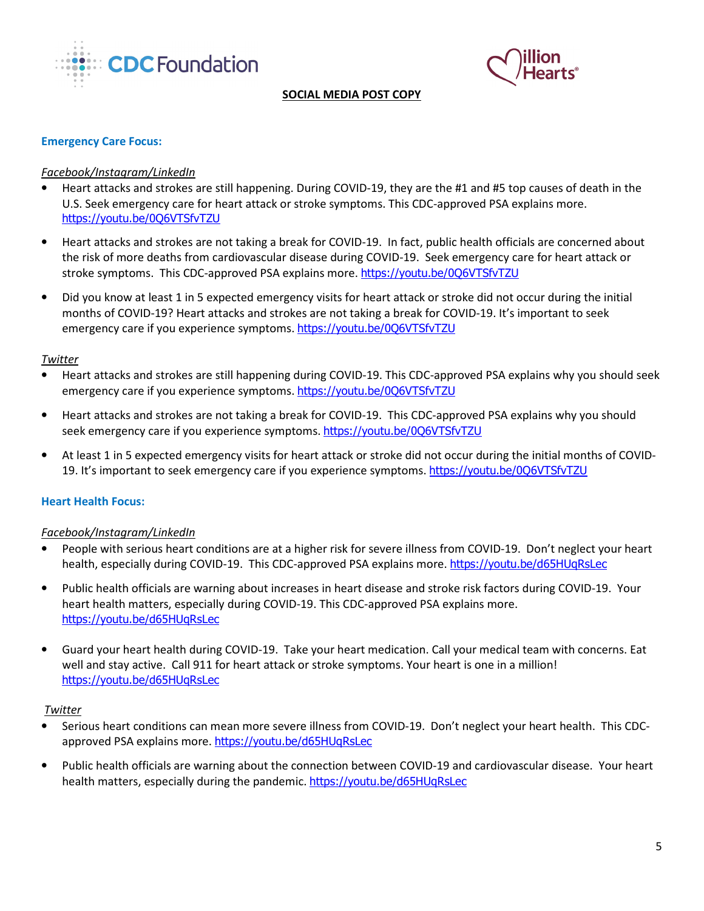## SOCIAL MEDIA POST COPY

### Emergency Care Focus:

*Facebook/Instagram/LinkedIn*

- Heart attacks and strokes are still happening. During COVID-19, they are the #1 and #5 top causes of death in the U.S. Seek emergency care for heart attack or stroke symptoms. This CDC-approved PSA explains more. https://youtu.be/0Q6VTSfvTZU
- Heart attacks and strokes are not taking a break for COVID-19. In fact, public health officials are concerned about the risk of more deaths from cardiovascular disease during COVID-19. Seek emergency care for heart attack or stroke symptoms. This CDC-approved PSA explains more. https://youtu.be/0Q6VTSfvTZU
- Did you know at least 1 in 5 expected emergency visits for heart attack or stroke did not occur during the initial months of COVID-19? Heart attacks and strokes are not taking a break for COVID-19. It's important to seek emergency care if you experience symptoms. https://youtu.be/0Q6VTSfvTZU

*Twitter*

- Heart attacks and strokes are still happening during COVID-19. This CDC-approved PSA explains why you should seek emergency care if you experience symptoms. https://youtu.be/0Q6VTSfvTZU
- Heart attacks and strokes are not taking a break for COVID-19. This CDC-approved PSA explains why you should seek emergency care if you experience symptoms. https://youtu.be/0Q6VTSfvTZU
- At least 1 in 5 expected emergency visits for heart attack or stroke did not occur during the initial months of COVID-19. It's important to seek emergency care if you experience symptoms. https://youtu.be/0Q6VTSfvTZU

### Heart Health Focus:

*Facebook/Instagram/LinkedIn*

- People with serious heart conditions are at a higher risk for severe illness from COVID-19. Don't neglect your heart health, especially during COVID-19. This CDC-approved PSA explains more. https://youtu.be/d65HUqRsLec
- Public health officials are warning about increases in heart disease and stroke risk factors during COVID-19. Your heart health matters, especially during COVID-19. This CDC-approved PSA explains more. https://youtu.be/d65HUqRsLec
- Guard your heart health during COVID-19. Take your heart medication. Call your medical team with concerns. Eat well and stay active. Call 911 for heart attack or stroke symptoms. Your heart is one in a million! https://youtu.be/d65HUqRsLec

*Twitter*

- Serious heart conditions can mean more severe illness from COVID-19. Don't neglect your heart health. This CDC-approved PSA explains more. https://youtu.be/d65HUqRsLec
- Public health officials are warning about the connection between COVID-19 and cardiovascular disease. Your heart health matters, especially during the pandemic. https://youtu.be/d65HUqRsLec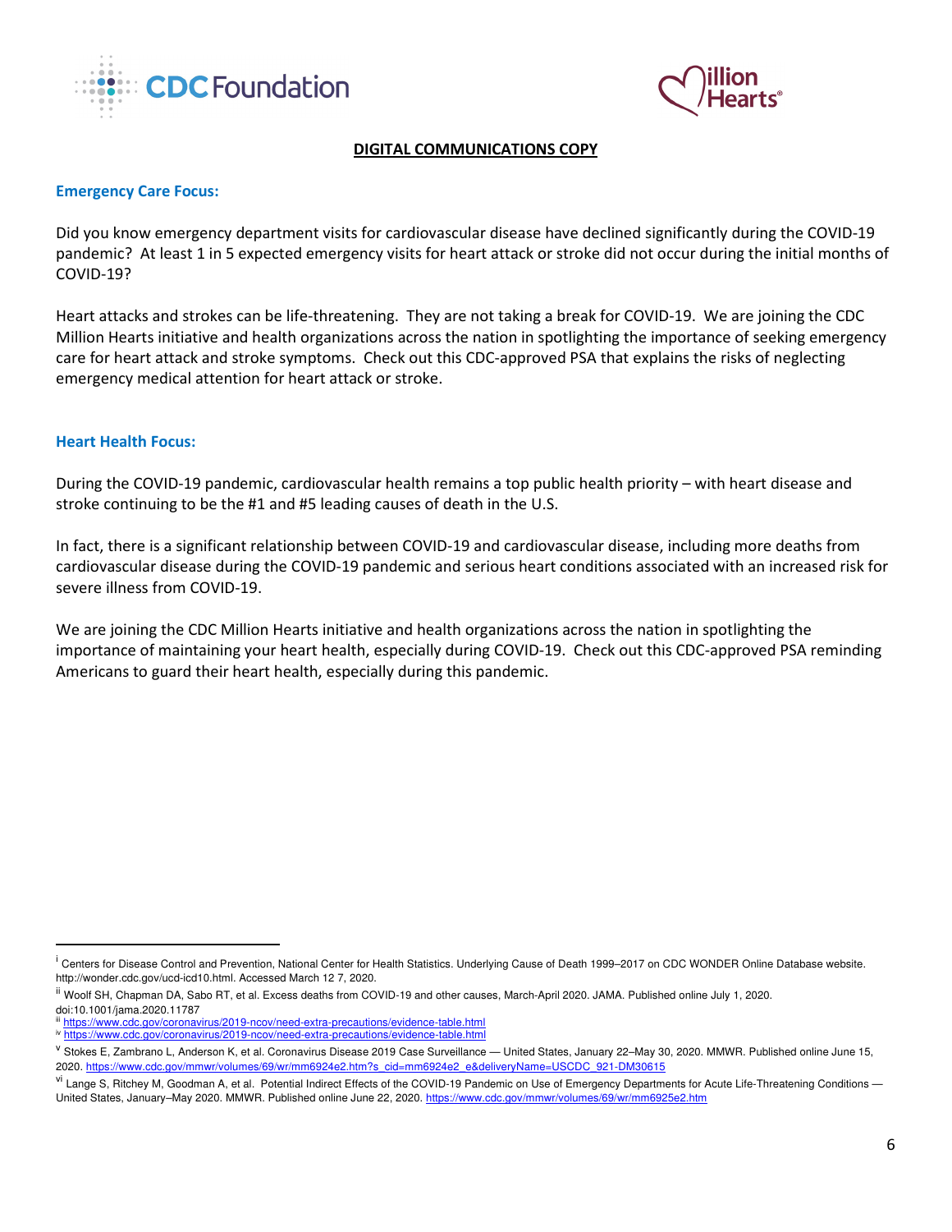**DIGITAL COMMUNICATIONS COPY**

### Emergency Care Focus:

Did you know emergency department visits for cardiovascular disease have declined significantly during the COVID-19 pandemic? At least 1 in 5 expected emergency visits for heart attack or stroke did not occur during the initial months of COVID-19?

Heart attacks and strokes can be life-threatening. They are not taking a break for COVID-19. We are joining the CDC Million Hearts initiative and health organizations across the nation in spotlighting the importance of seeking emergency care for heart attack and stroke symptoms. Check out this CDC-approved PSA that explains the risks of neglecting emergency medical attention for heart attack or stroke.

### Heart Health Focus:

During the COVID-19 pandemic, cardiovascular health remains a top public health priority – with heart disease and stroke continuing to be the #1 and #5 leading causes of death in the U.S.

In fact, there is a significant relationship between COVID-19 and cardiovascular disease, including more deaths from cardiovascular disease during the COVID-19 pandemic and serious heart conditions associated with an increased risk for severe illness from COVID-19.

We are joining the CDC Million Hearts initiative and health organizations across the nation in spotlighting the importance of maintaining your heart health, especially during COVID-19. Check out this CDC-approved PSA reminding Americans to guard their heart health, especially during this pandemic.

---

[i] Centers for Disease Control and Prevention, National Center for Health Statistics. Underlying Cause of Death 1999–2017 on CDC WONDER Online Database website. http://wonder.cdc.gov/ucd-icd10.html. Accessed March 12 7, 2020.

[ii] Woolf SH, Chapman DA, Sabo RT, et al. Excess deaths from COVID-19 and other causes, March-April 2020. JAMA. Published online July 1, 2020. doi:10.1001/jama.2020.11787

[iii] https://www.cdc.gov/coronavirus/2019-ncov/need-extra-precautions/evidence-table.html

[iv] https://www.cdc.gov/coronavirus/2019-ncov/need-extra-precautions/evidence-table.html

[v] Stokes E, Zambrano L, Anderson K, et al. Coronavirus Disease 2019 Case Surveillance — United States, January 22–May 30, 2020. MMWR. Published online June 15, 2020. https://www.cdc.gov/mmwr/volumes/69/wr/mm6924e2.htm?s_cid=mm6924e2_e&deliveryName=USCDC_921-DM30615

[vi] Lange S, Ritchey M, Goodman A, et al. Potential Indirect Effects of the COVID-19 Pandemic on Use of Emergency Departments for Acute Life-Threatening Conditions — United States, January–May 2020. MMWR. Published online June 22, 2020. https://www.cdc.gov/mmwr/volumes/69/wr/mm6925e2.htm